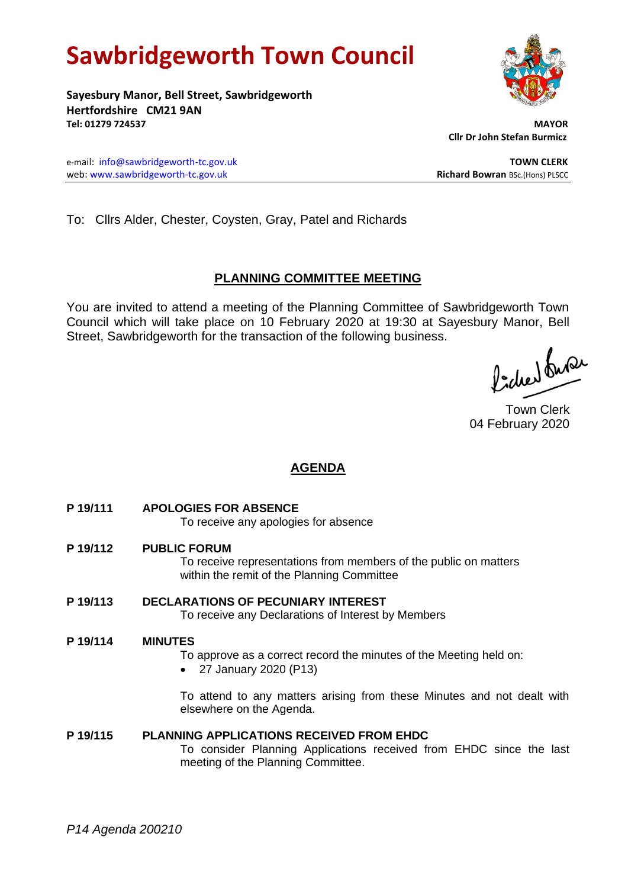# Sawbridgeworth Town Council

**Sayesbury Manor, Bell Street, Sawbridgeworth**
**Hertfordshire CM21 9AN**
**Tel: 01279 724537**

**MAYOR**
**Cllr Dr John Stefan Burmicz**

e-mail: info@sawbridgeworth-tc.gov.uk
web: www.sawbridgeworth-tc.gov.uk

**TOWN CLERK**
**Richard Bowran** BSc.(Hons) PLSCC

To: Cllrs Alder, Chester, Coysten, Gray, Patel and Richards

## PLANNING COMMITTEE MEETING

You are invited to attend a meeting of the Planning Committee of Sawbridgeworth Town Council which will take place on 10 February 2020 at 19:30 at Sayesbury Manor, Bell Street, Sawbridgeworth for the transaction of the following business.

Town Clerk
04 February 2020

## AGENDA

**P 19/111 APOLOGIES FOR ABSENCE**

To receive any apologies for absence

**P 19/112 PUBLIC FORUM**

To receive representations from members of the public on matters within the remit of the Planning Committee

**P 19/113 DECLARATIONS OF PECUNIARY INTEREST**

To receive any Declarations of Interest by Members

**P 19/114 MINUTES**

To approve as a correct record the minutes of the Meeting held on:

- 27 January 2020 (P13)

To attend to any matters arising from these Minutes and not dealt with elsewhere on the Agenda.

**P 19/115 PLANNING APPLICATIONS RECEIVED FROM EHDC**

To consider Planning Applications received from EHDC since the last meeting of the Planning Committee.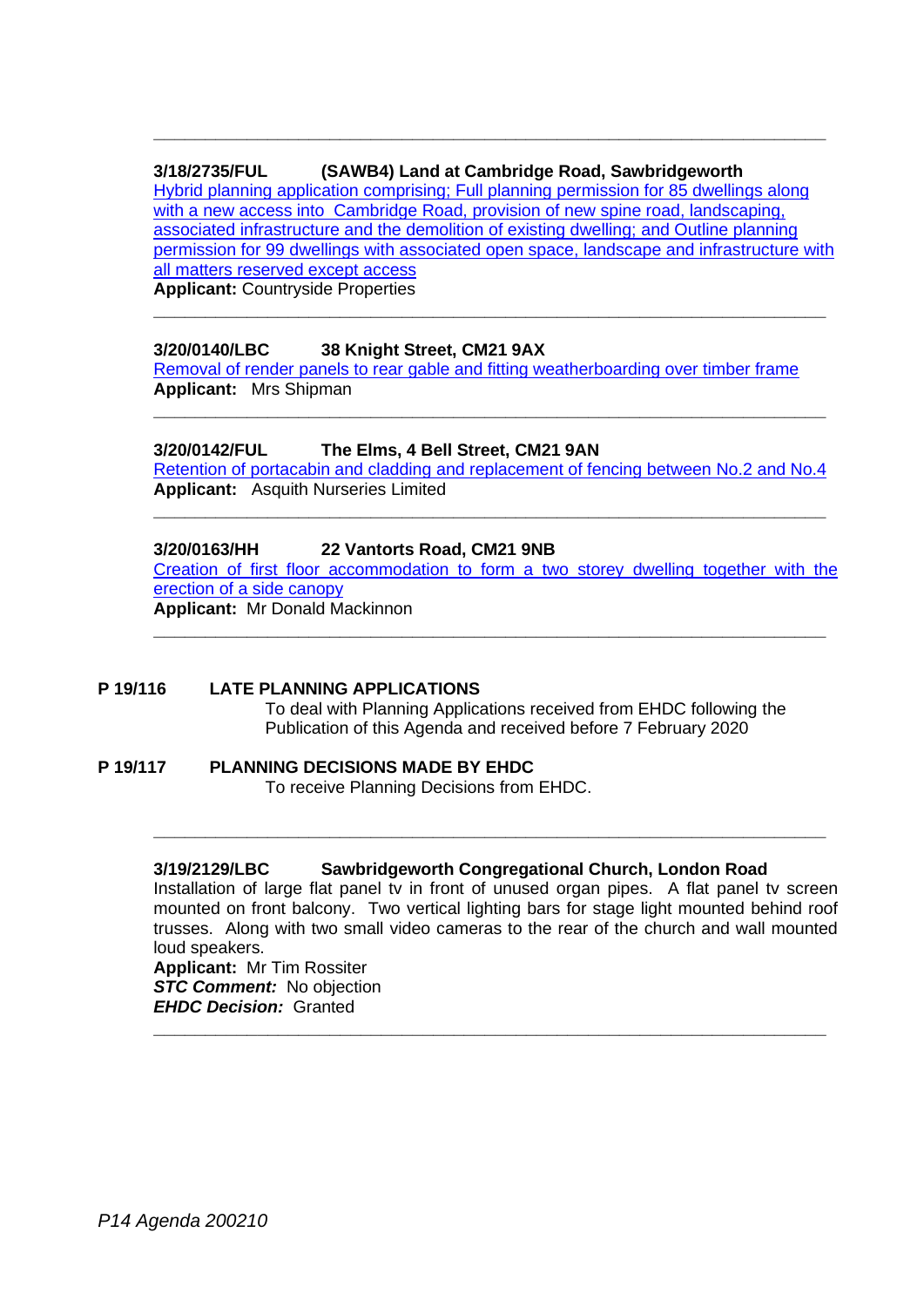---

**3/18/2735/FUL (SAWB4) Land at Cambridge Road, Sawbridgeworth**
Hybrid planning application comprising; Full planning permission for 85 dwellings along with a new access into Cambridge Road, provision of new spine road, landscaping, associated infrastructure and the demolition of existing dwelling; and Outline planning permission for 99 dwellings with associated open space, landscape and infrastructure with all matters reserved except access
**Applicant:** Countryside Properties

---

**3/20/0140/LBC 38 Knight Street, CM21 9AX**
Removal of render panels to rear gable and fitting weatherboarding over timber frame
**Applicant:** Mrs Shipman

---

**3/20/0142/FUL The Elms, 4 Bell Street, CM21 9AN**
Retention of portacabin and cladding and replacement of fencing between No.2 and No.4
**Applicant:** Asquith Nurseries Limited

---

**3/20/0163/HH 22 Vantorts Road, CM21 9NB**
Creation of first floor accommodation to form a two storey dwelling together with the erection of a side canopy
**Applicant:** Mr Donald Mackinnon

---

**P 19/116 LATE PLANNING APPLICATIONS**
To deal with Planning Applications received from EHDC following the Publication of this Agenda and received before 7 February 2020

**P 19/117 PLANNING DECISIONS MADE BY EHDC**
To receive Planning Decisions from EHDC.

---

**3/19/2129/LBC Sawbridgeworth Congregational Church, London Road**
Installation of large flat panel tv in front of unused organ pipes. A flat panel tv screen mounted on front balcony. Two vertical lighting bars for stage light mounted behind roof trusses. Along with two small video cameras to the rear of the church and wall mounted loud speakers.
**Applicant:** Mr Tim Rossiter
***STC Comment:*** No objection
***EHDC Decision:*** Granted

---

*P14 Agenda 200210*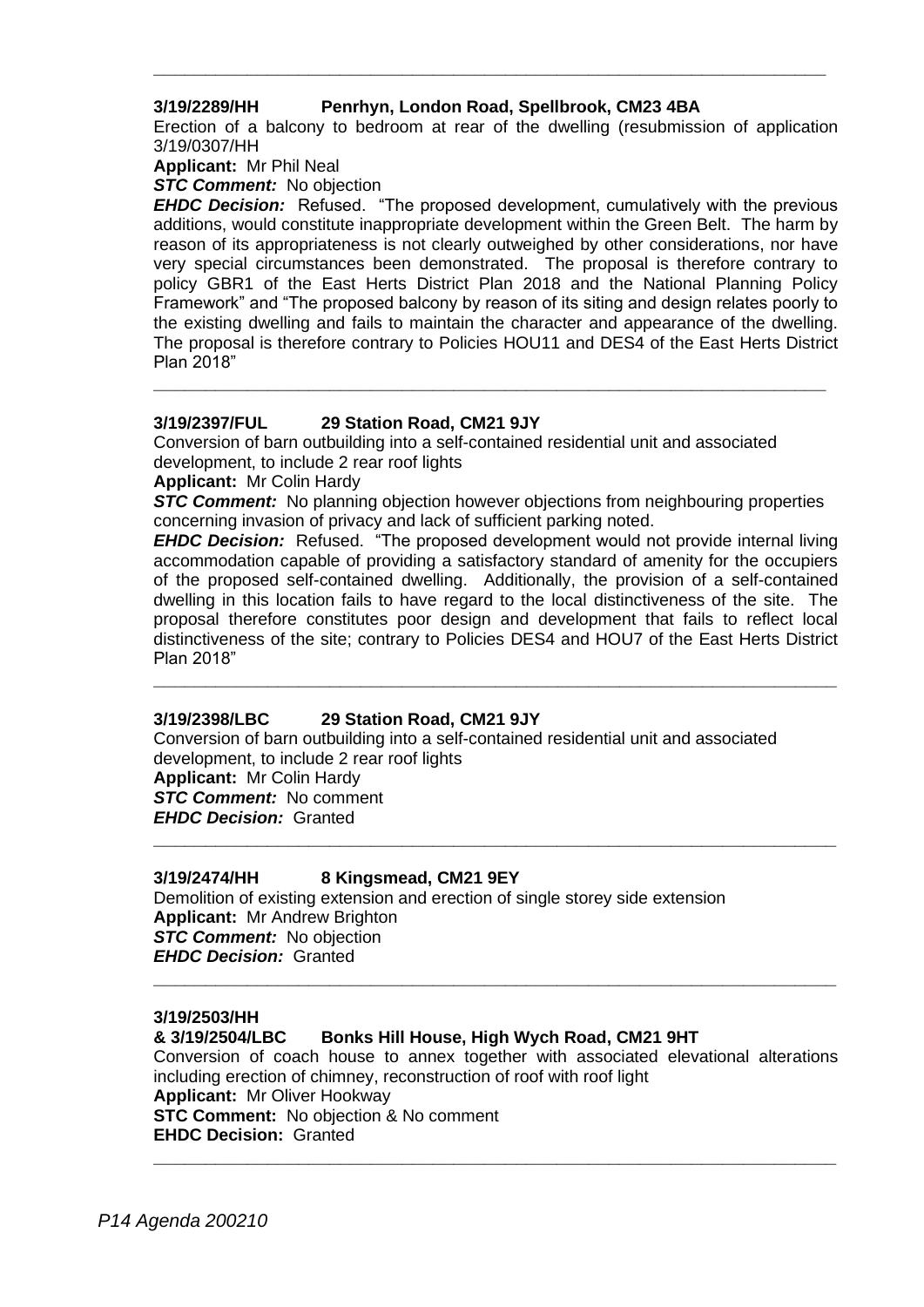---

**3/19/2289/HH Penrhyn, London Road, Spellbrook, CM23 4BA**

Erection of a balcony to bedroom at rear of the dwelling (resubmission of application 3/19/0307/HH

**Applicant:** Mr Phil Neal

***STC Comment:*** No objection

***EHDC Decision:*** Refused. "The proposed development, cumulatively with the previous additions, would constitute inappropriate development within the Green Belt. The harm by reason of its appropriateness is not clearly outweighed by other considerations, nor have very special circumstances been demonstrated. The proposal is therefore contrary to policy GBR1 of the East Herts District Plan 2018 and the National Planning Policy Framework" and "The proposed balcony by reason of its siting and design relates poorly to the existing dwelling and fails to maintain the character and appearance of the dwelling. The proposal is therefore contrary to Policies HOU11 and DES4 of the East Herts District Plan 2018"

---

**3/19/2397/FUL 29 Station Road, CM21 9JY**

Conversion of barn outbuilding into a self-contained residential unit and associated development, to include 2 rear roof lights

**Applicant:** Mr Colin Hardy

***STC Comment:*** No planning objection however objections from neighbouring properties concerning invasion of privacy and lack of sufficient parking noted.

***EHDC Decision:*** Refused. "The proposed development would not provide internal living accommodation capable of providing a satisfactory standard of amenity for the occupiers of the proposed self-contained dwelling. Additionally, the provision of a self-contained dwelling in this location fails to have regard to the local distinctiveness of the site. The proposal therefore constitutes poor design and development that fails to reflect local distinctiveness of the site; contrary to Policies DES4 and HOU7 of the East Herts District Plan 2018"

---

**3/19/2398/LBC 29 Station Road, CM21 9JY**

Conversion of barn outbuilding into a self-contained residential unit and associated development, to include 2 rear roof lights

**Applicant:** Mr Colin Hardy

***STC Comment:*** No comment

***EHDC Decision:*** Granted

---

**3/19/2474/HH 8 Kingsmead, CM21 9EY**

Demolition of existing extension and erection of single storey side extension

**Applicant:** Mr Andrew Brighton

***STC Comment:*** No objection

***EHDC Decision:*** Granted

---

**3/19/2503/HH**
**& 3/19/2504/LBC Bonks Hill House, High Wych Road, CM21 9HT**

Conversion of coach house to annex together with associated elevational alterations including erection of chimney, reconstruction of roof with roof light

**Applicant:** Mr Oliver Hookway

**STC Comment:** No objection & No comment

**EHDC Decision:** Granted

---

*P14 Agenda 200210*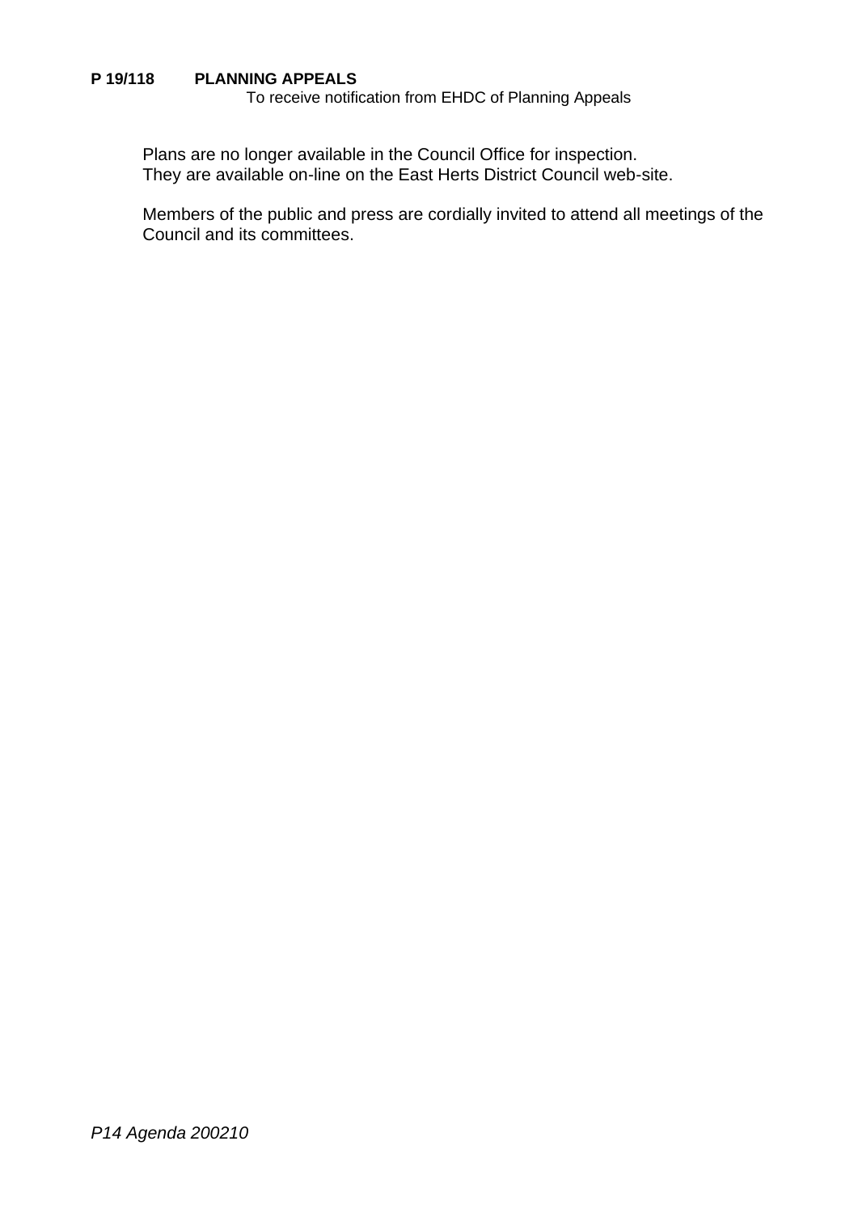**P 19/118 PLANNING APPEALS**

To receive notification from EHDC of Planning Appeals

Plans are no longer available in the Council Office for inspection.
They are available on-line on the East Herts District Council web-site.

Members of the public and press are cordially invited to attend all meetings of the Council and its committees.